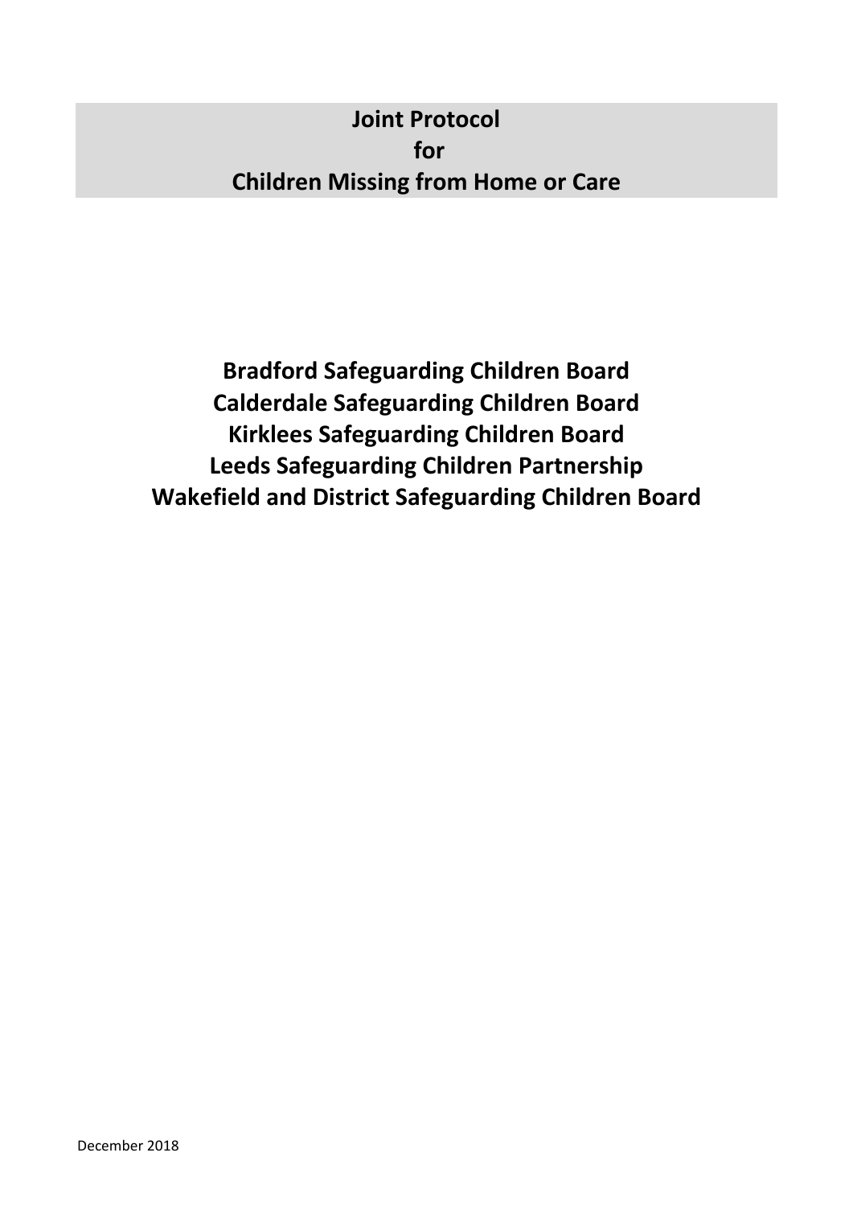# Joint Protocol
# for
# Children Missing from Home or Care

**Bradford Safeguarding Children Board**
**Calderdale Safeguarding Children Board**
**Kirklees Safeguarding Children Board**
**Leeds Safeguarding Children Partnership**
**Wakefield and District Safeguarding Children Board**

December 2018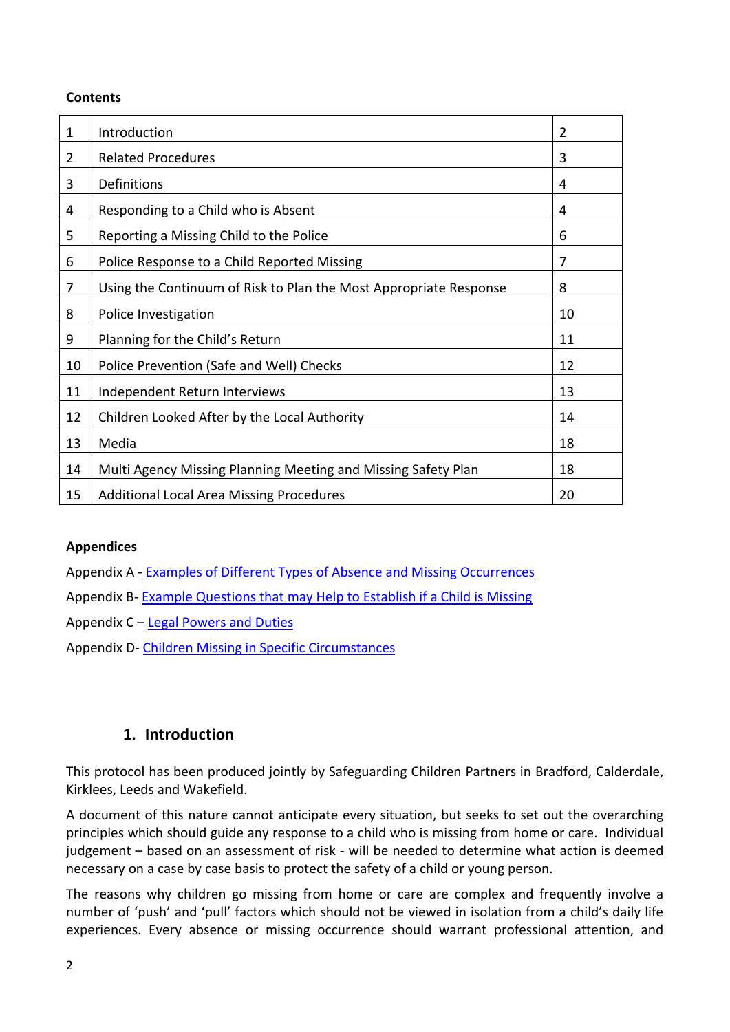**Contents**

| | | |
|---|---|---|
| 1 | Introduction | 2 |
| 2 | Related Procedures | 3 |
| 3 | Definitions | 4 |
| 4 | Responding to a Child who is Absent | 4 |
| 5 | Reporting a Missing Child to the Police | 6 |
| 6 | Police Response to a Child Reported Missing | 7 |
| 7 | Using the Continuum of Risk to Plan the Most Appropriate Response | 8 |
| 8 | Police Investigation | 10 |
| 9 | Planning for the Child's Return | 11 |
| 10 | Police Prevention (Safe and Well) Checks | 12 |
| 11 | Independent Return Interviews | 13 |
| 12 | Children Looked After by the Local Authority | 14 |
| 13 | Media | 18 |
| 14 | Multi Agency Missing Planning Meeting and Missing Safety Plan | 18 |
| 15 | Additional Local Area Missing Procedures | 20 |

**Appendices**

Appendix A - Examples of Different Types of Absence and Missing Occurrences

Appendix B- Example Questions that may Help to Establish if a Child is Missing

Appendix C – Legal Powers and Duties

Appendix D- Children Missing in Specific Circumstances

## 1. Introduction

This protocol has been produced jointly by Safeguarding Children Partners in Bradford, Calderdale, Kirklees, Leeds and Wakefield.

A document of this nature cannot anticipate every situation, but seeks to set out the overarching principles which should guide any response to a child who is missing from home or care. Individual judgement – based on an assessment of risk - will be needed to determine what action is deemed necessary on a case by case basis to protect the safety of a child or young person.

The reasons why children go missing from home or care are complex and frequently involve a number of 'push' and 'pull' factors which should not be viewed in isolation from a child's daily life experiences. Every absence or missing occurrence should warrant professional attention, and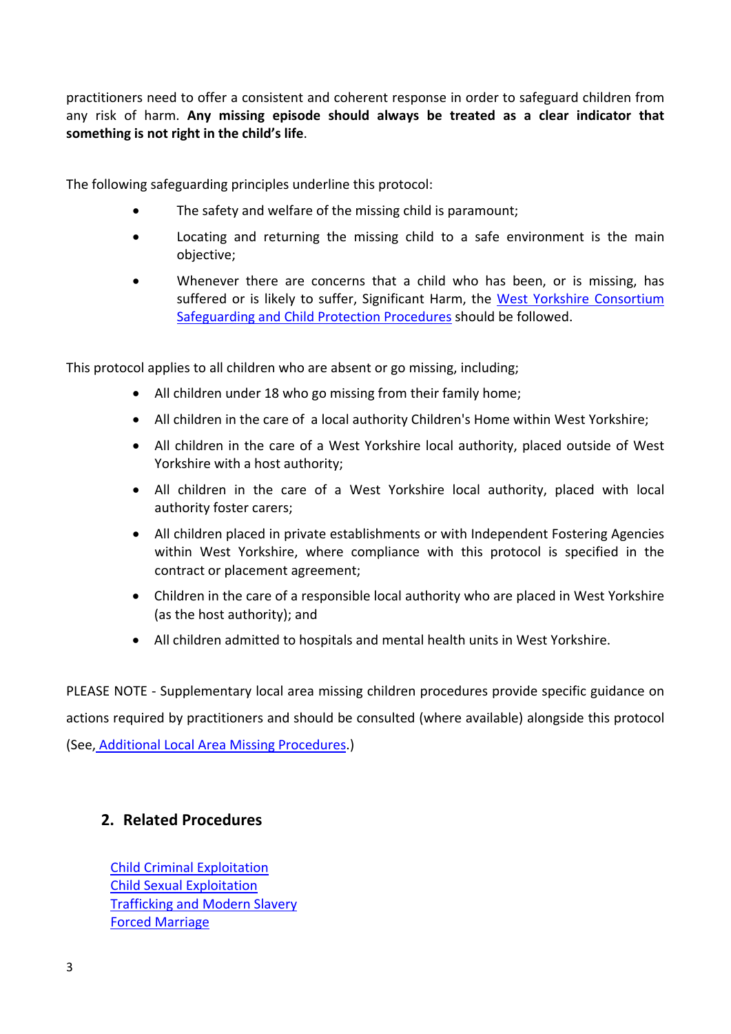practitioners need to offer a consistent and coherent response in order to safeguard children from any risk of harm. **Any missing episode should always be treated as a clear indicator that something is not right in the child's life**.

The following safeguarding principles underline this protocol:

- The safety and welfare of the missing child is paramount;
- Locating and returning the missing child to a safe environment is the main objective;
- Whenever there are concerns that a child who has been, or is missing, has suffered or is likely to suffer, Significant Harm, the West Yorkshire Consortium Safeguarding and Child Protection Procedures should be followed.

This protocol applies to all children who are absent or go missing, including;

- All children under 18 who go missing from their family home;
- All children in the care of a local authority Children's Home within West Yorkshire;
- All children in the care of a West Yorkshire local authority, placed outside of West Yorkshire with a host authority;
- All children in the care of a West Yorkshire local authority, placed with local authority foster carers;
- All children placed in private establishments or with Independent Fostering Agencies within West Yorkshire, where compliance with this protocol is specified in the contract or placement agreement;
- Children in the care of a responsible local authority who are placed in West Yorkshire (as the host authority); and
- All children admitted to hospitals and mental health units in West Yorkshire.

PLEASE NOTE - Supplementary local area missing children procedures provide specific guidance on actions required by practitioners and should be consulted (where available) alongside this protocol (See, Additional Local Area Missing Procedures.)

## 2. Related Procedures

Child Criminal Exploitation
Child Sexual Exploitation
Trafficking and Modern Slavery
Forced Marriage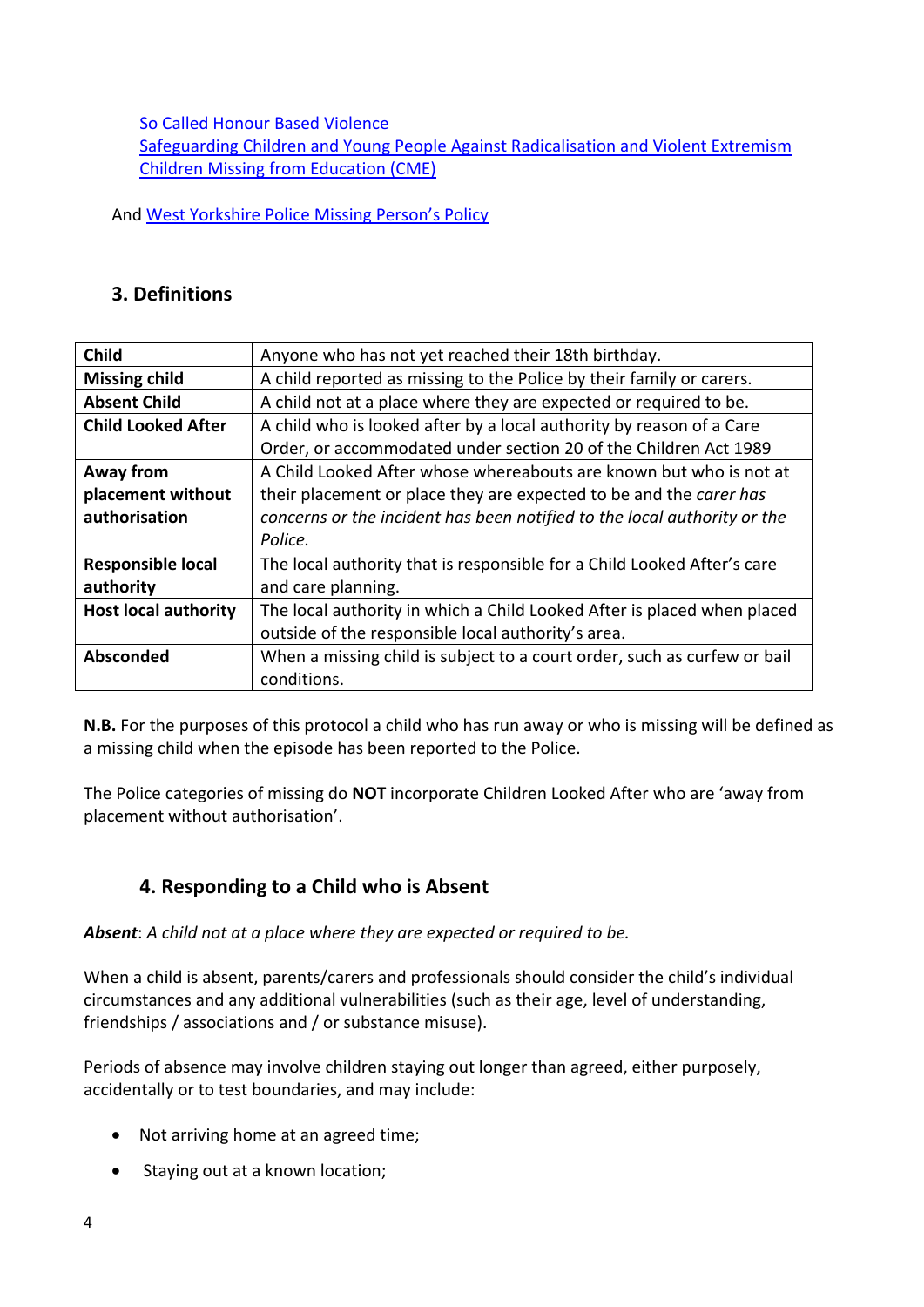[So Called Honour Based Violence](#)
[Safeguarding Children and Young People Against Radicalisation and Violent Extremism](#)
[Children Missing from Education (CME)](#)

And [West Yorkshire Police Missing Person's Policy](#)

## 3. Definitions

| | |
|---|---|
| **Child** | Anyone who has not yet reached their 18th birthday. |
| **Missing child** | A child reported as missing to the Police by their family or carers. |
| **Absent Child** | A child not at a place where they are expected or required to be. |
| **Child Looked After** | A child who is looked after by a local authority by reason of a Care Order, or accommodated under section 20 of the Children Act 1989 |
| **Away from placement without authorisation** | A Child Looked After whose whereabouts are known but who is not at their placement or place they are expected to be and the *carer has concerns or the incident has been notified to the local authority or the Police.* |
| **Responsible local authority** | The local authority that is responsible for a Child Looked After's care and care planning. |
| **Host local authority** | The local authority in which a Child Looked After is placed when placed outside of the responsible local authority's area. |
| **Absconded** | When a missing child is subject to a court order, such as curfew or bail conditions. |

**N.B.** For the purposes of this protocol a child who has run away or who is missing will be defined as a missing child when the episode has been reported to the Police.

The Police categories of missing do **NOT** incorporate Children Looked After who are 'away from placement without authorisation'.

## 4. Responding to a Child who is Absent

***Absent***: *A child not at a place where they are expected or required to be.*

When a child is absent, parents/carers and professionals should consider the child's individual circumstances and any additional vulnerabilities (such as their age, level of understanding, friendships / associations and / or substance misuse).

Periods of absence may involve children staying out longer than agreed, either purposely, accidentally or to test boundaries, and may include:

- Not arriving home at an agreed time;
- Staying out at a known location;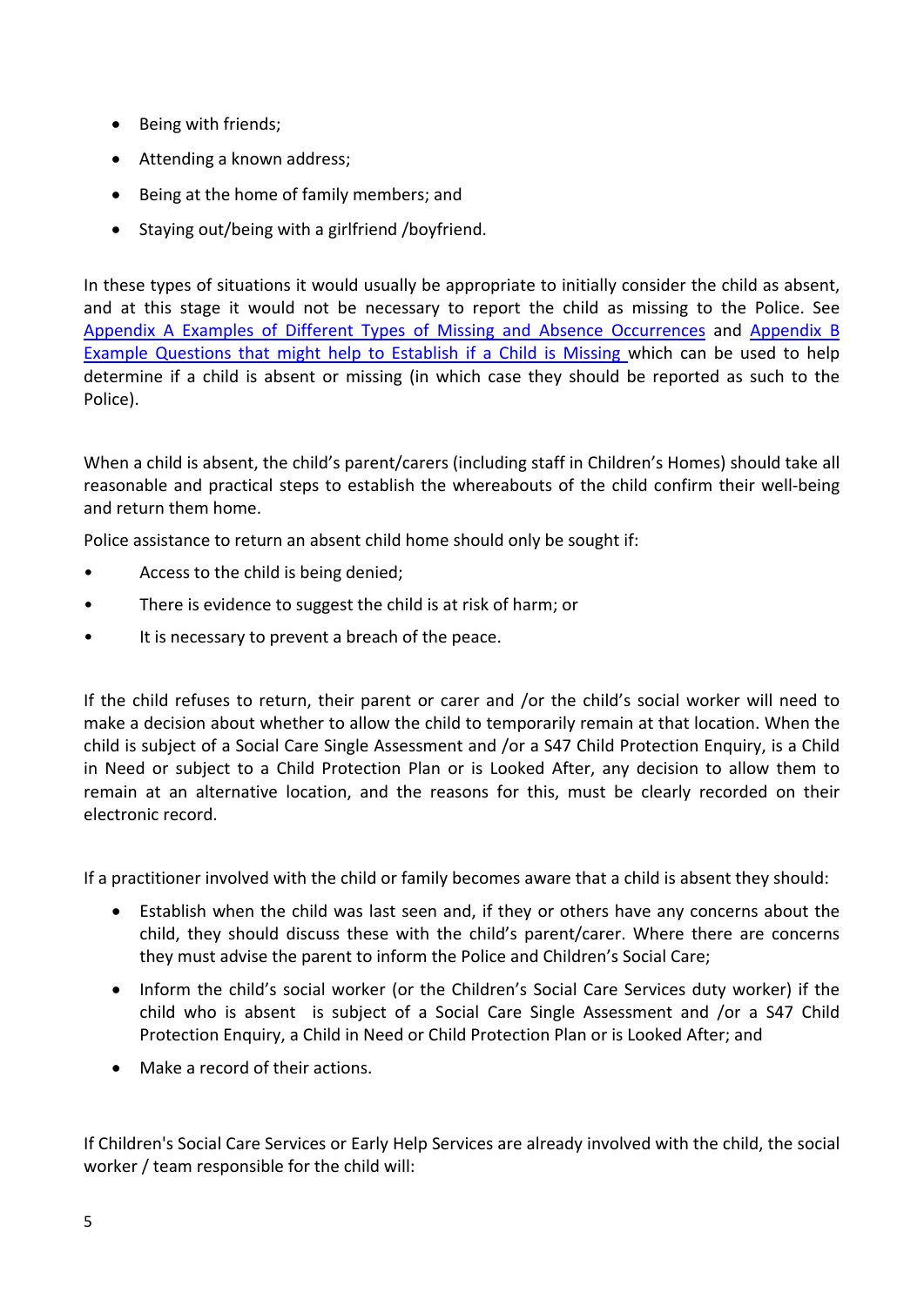- Being with friends;
- Attending a known address;
- Being at the home of family members; and
- Staying out/being with a girlfriend /boyfriend.

In these types of situations it would usually be appropriate to initially consider the child as absent, and at this stage it would not be necessary to report the child as missing to the Police. See Appendix A Examples of Different Types of Missing and Absence Occurrences and Appendix B Example Questions that might help to Establish if a Child is Missing which can be used to help determine if a child is absent or missing (in which case they should be reported as such to the Police).

When a child is absent, the child's parent/carers (including staff in Children's Homes) should take all reasonable and practical steps to establish the whereabouts of the child confirm their well-being and return them home.

Police assistance to return an absent child home should only be sought if:

- Access to the child is being denied;
- There is evidence to suggest the child is at risk of harm; or
- It is necessary to prevent a breach of the peace.

If the child refuses to return, their parent or carer and /or the child's social worker will need to make a decision about whether to allow the child to temporarily remain at that location. When the child is subject of a Social Care Single Assessment and /or a S47 Child Protection Enquiry, is a Child in Need or subject to a Child Protection Plan or is Looked After, any decision to allow them to remain at an alternative location, and the reasons for this, must be clearly recorded on their electronic record.

If a practitioner involved with the child or family becomes aware that a child is absent they should:

- Establish when the child was last seen and, if they or others have any concerns about the child, they should discuss these with the child's parent/carer. Where there are concerns they must advise the parent to inform the Police and Children's Social Care;
- Inform the child's social worker (or the Children's Social Care Services duty worker) if the child who is absent is subject of a Social Care Single Assessment and /or a S47 Child Protection Enquiry, a Child in Need or Child Protection Plan or is Looked After; and
- Make a record of their actions.

If Children's Social Care Services or Early Help Services are already involved with the child, the social worker / team responsible for the child will: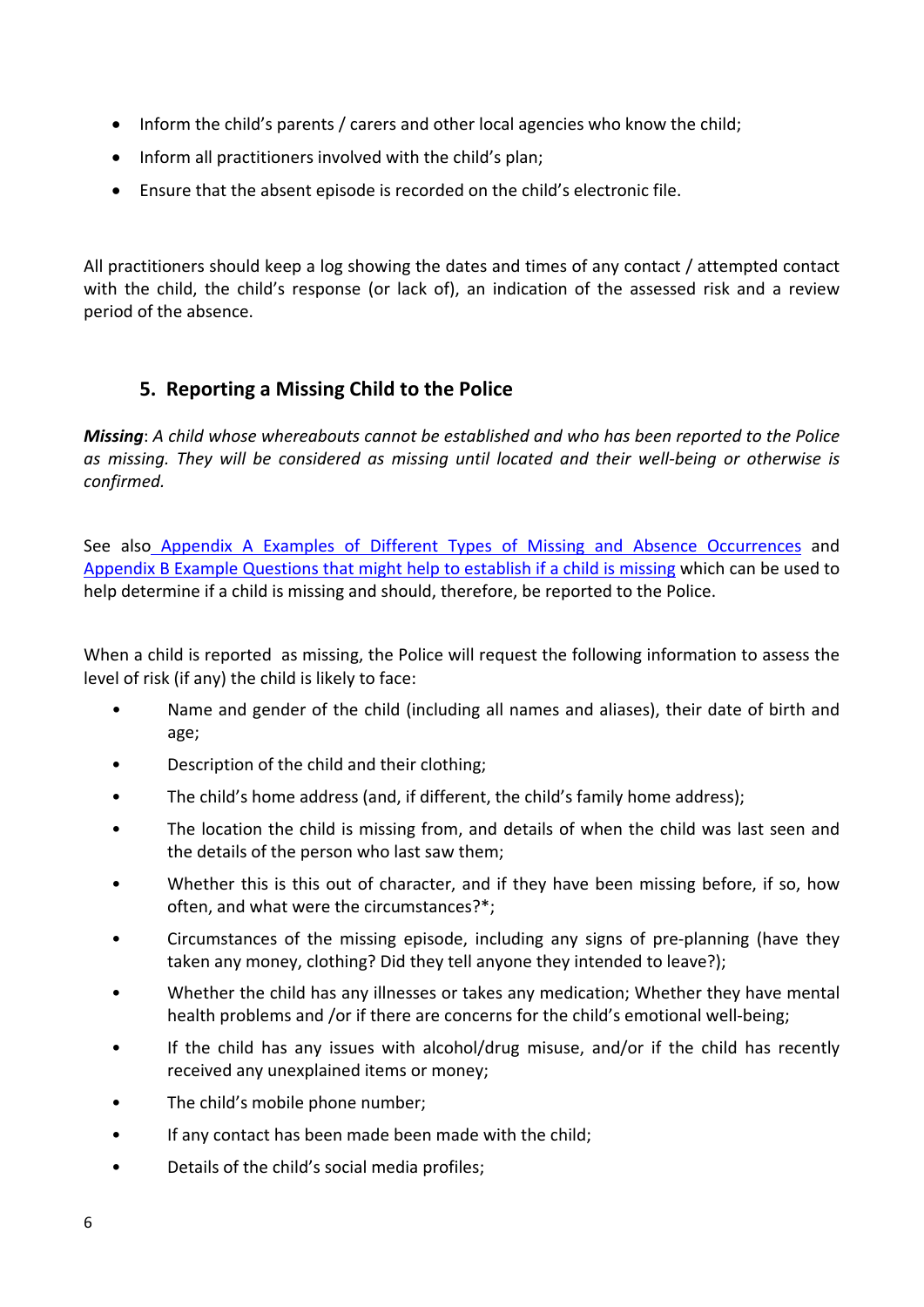- Inform the child's parents / carers and other local agencies who know the child;
- Inform all practitioners involved with the child's plan;
- Ensure that the absent episode is recorded on the child's electronic file.

All practitioners should keep a log showing the dates and times of any contact / attempted contact with the child, the child's response (or lack of), an indication of the assessed risk and a review period of the absence.

## 5. Reporting a Missing Child to the Police

***Missing***: *A child whose whereabouts cannot be established and who has been reported to the Police as missing. They will be considered as missing until located and their well-being or otherwise is confirmed.*

See also [Appendix A Examples of Different Types of Missing and Absence Occurrences] and [Appendix B Example Questions that might help to establish if a child is missing] which can be used to help determine if a child is missing and should, therefore, be reported to the Police.

When a child is reported as missing, the Police will request the following information to assess the level of risk (if any) the child is likely to face:

- Name and gender of the child (including all names and aliases), their date of birth and age;
- Description of the child and their clothing;
- The child's home address (and, if different, the child's family home address);
- The location the child is missing from, and details of when the child was last seen and the details of the person who last saw them;
- Whether this is this out of character, and if they have been missing before, if so, how often, and what were the circumstances?*;
- Circumstances of the missing episode, including any signs of pre-planning (have they taken any money, clothing? Did they tell anyone they intended to leave?);
- Whether the child has any illnesses or takes any medication; Whether they have mental health problems and /or if there are concerns for the child's emotional well-being;
- If the child has any issues with alcohol/drug misuse, and/or if the child has recently received any unexplained items or money;
- The child's mobile phone number;
- If any contact has been made been made with the child;
- Details of the child's social media profiles;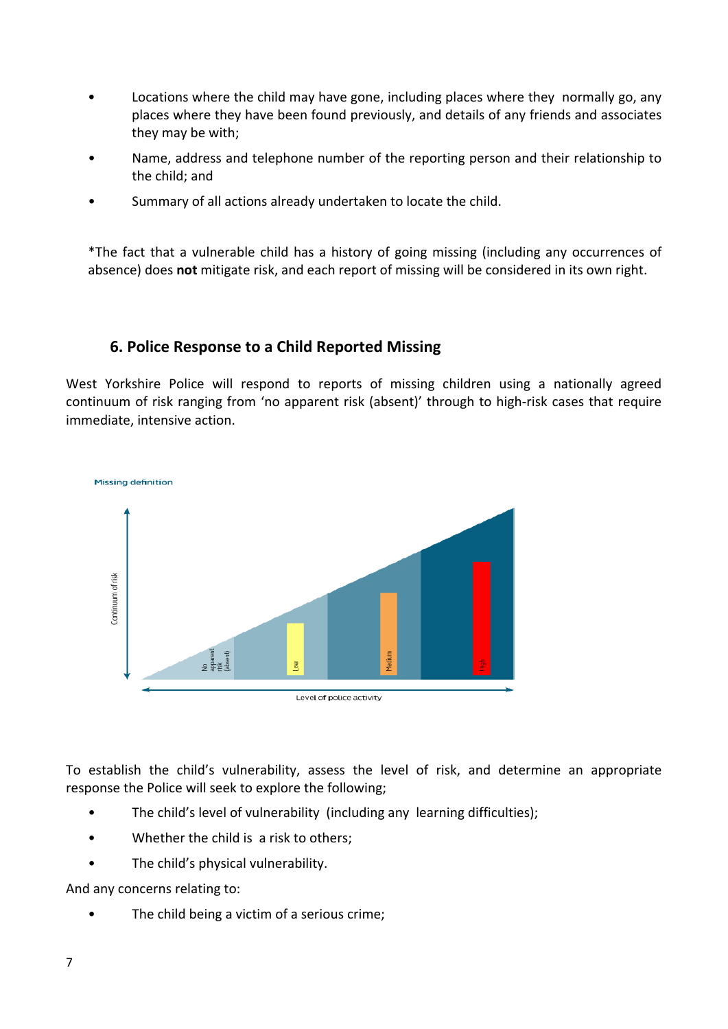- Locations where the child may have gone, including places where they normally go, any places where they have been found previously, and details of any friends and associates they may be with;
- Name, address and telephone number of the reporting person and their relationship to the child; and
- Summary of all actions already undertaken to locate the child.

*The fact that a vulnerable child has a history of going missing (including any occurrences of absence) does **not** mitigate risk, and each report of missing will be considered in its own right.

## 6. Police Response to a Child Reported Missing

West Yorkshire Police will respond to reports of missing children using a nationally agreed continuum of risk ranging from 'no apparent risk (absent)' through to high-risk cases that require immediate, intensive action.

Missing definition

Continuum of risk

No apparent risk (absent)

Low

Medium

High

Level of police activity

To establish the child's vulnerability, assess the level of risk, and determine an appropriate response the Police will seek to explore the following;

- The child's level of vulnerability (including any learning difficulties);
- Whether the child is a risk to others;
- The child's physical vulnerability.

And any concerns relating to:

- The child being a victim of a serious crime;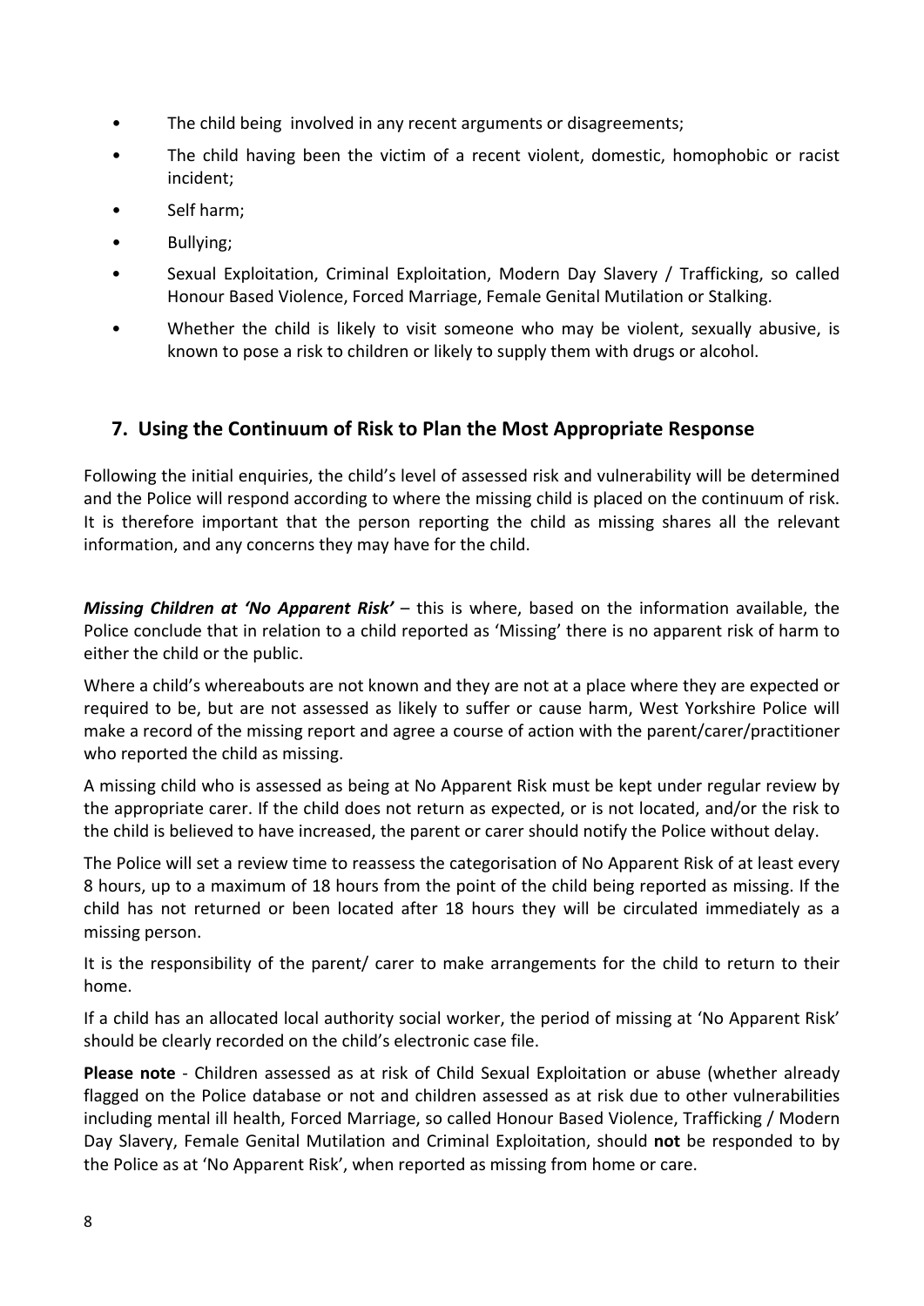- The child being involved in any recent arguments or disagreements;
- The child having been the victim of a recent violent, domestic, homophobic or racist incident;
- Self harm;
- Bullying;
- Sexual Exploitation, Criminal Exploitation, Modern Day Slavery / Trafficking, so called Honour Based Violence, Forced Marriage, Female Genital Mutilation or Stalking.
- Whether the child is likely to visit someone who may be violent, sexually abusive, is known to pose a risk to children or likely to supply them with drugs or alcohol.

## 7. Using the Continuum of Risk to Plan the Most Appropriate Response

Following the initial enquiries, the child's level of assessed risk and vulnerability will be determined and the Police will respond according to where the missing child is placed on the continuum of risk. It is therefore important that the person reporting the child as missing shares all the relevant information, and any concerns they may have for the child.

***Missing Children at 'No Apparent Risk'*** – this is where, based on the information available, the Police conclude that in relation to a child reported as 'Missing' there is no apparent risk of harm to either the child or the public.

Where a child's whereabouts are not known and they are not at a place where they are expected or required to be, but are not assessed as likely to suffer or cause harm, West Yorkshire Police will make a record of the missing report and agree a course of action with the parent/carer/practitioner who reported the child as missing.

A missing child who is assessed as being at No Apparent Risk must be kept under regular review by the appropriate carer. If the child does not return as expected, or is not located, and/or the risk to the child is believed to have increased, the parent or carer should notify the Police without delay.

The Police will set a review time to reassess the categorisation of No Apparent Risk of at least every 8 hours, up to a maximum of 18 hours from the point of the child being reported as missing. If the child has not returned or been located after 18 hours they will be circulated immediately as a missing person.

It is the responsibility of the parent/ carer to make arrangements for the child to return to their home.

If a child has an allocated local authority social worker, the period of missing at 'No Apparent Risk' should be clearly recorded on the child's electronic case file.

**Please note** - Children assessed as at risk of Child Sexual Exploitation or abuse (whether already flagged on the Police database or not and children assessed as at risk due to other vulnerabilities including mental ill health, Forced Marriage, so called Honour Based Violence, Trafficking / Modern Day Slavery, Female Genital Mutilation and Criminal Exploitation, should **not** be responded to by the Police as at 'No Apparent Risk', when reported as missing from home or care.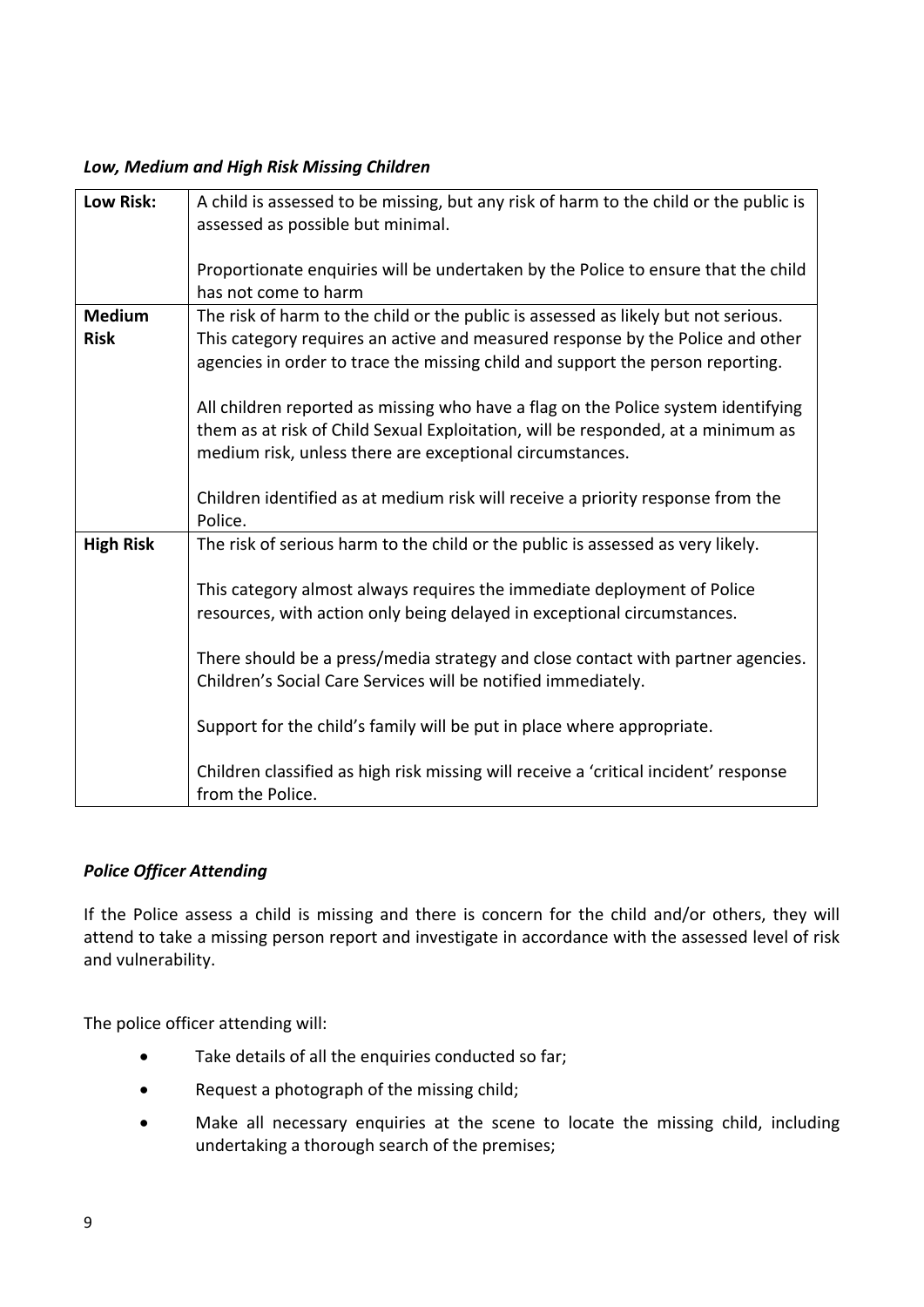***Low, Medium and High Risk Missing Children***

| | |
|---|---|
| **Low Risk:** | A child is assessed to be missing, but any risk of harm to the child or the public is assessed as possible but minimal.<br><br>Proportionate enquiries will be undertaken by the Police to ensure that the child has not come to harm |
| **Medium Risk** | The risk of harm to the child or the public is assessed as likely but not serious. This category requires an active and measured response by the Police and other agencies in order to trace the missing child and support the person reporting.<br><br>All children reported as missing who have a flag on the Police system identifying them as at risk of Child Sexual Exploitation, will be responded, at a minimum as medium risk, unless there are exceptional circumstances.<br><br>Children identified as at medium risk will receive a priority response from the Police. |
| **High Risk** | The risk of serious harm to the child or the public is assessed as very likely.<br><br>This category almost always requires the immediate deployment of Police resources, with action only being delayed in exceptional circumstances.<br><br>There should be a press/media strategy and close contact with partner agencies. Children's Social Care Services will be notified immediately.<br><br>Support for the child's family will be put in place where appropriate.<br><br>Children classified as high risk missing will receive a 'critical incident' response from the Police. |

***Police Officer Attending***

If the Police assess a child is missing and there is concern for the child and/or others, they will attend to take a missing person report and investigate in accordance with the assessed level of risk and vulnerability.

The police officer attending will:

- Take details of all the enquiries conducted so far;
- Request a photograph of the missing child;
- Make all necessary enquiries at the scene to locate the missing child, including undertaking a thorough search of the premises;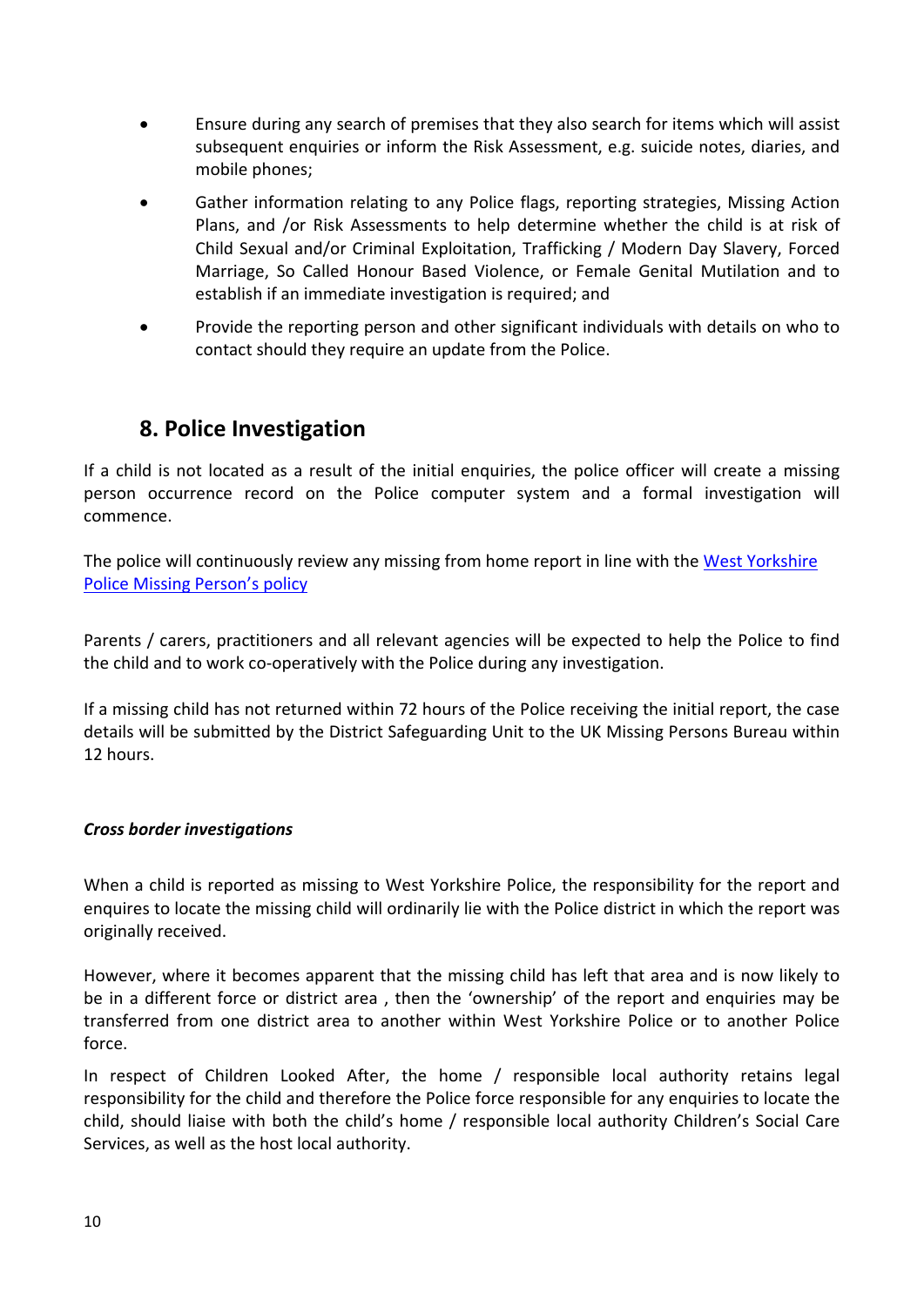- Ensure during any search of premises that they also search for items which will assist subsequent enquiries or inform the Risk Assessment, e.g. suicide notes, diaries, and mobile phones;
- Gather information relating to any Police flags, reporting strategies, Missing Action Plans, and /or Risk Assessments to help determine whether the child is at risk of Child Sexual and/or Criminal Exploitation, Trafficking / Modern Day Slavery, Forced Marriage, So Called Honour Based Violence, or Female Genital Mutilation and to establish if an immediate investigation is required; and
- Provide the reporting person and other significant individuals with details on who to contact should they require an update from the Police.

## 8. Police Investigation

If a child is not located as a result of the initial enquiries, the police officer will create a missing person occurrence record on the Police computer system and a formal investigation will commence.

The police will continuously review any missing from home report in line with the West Yorkshire Police Missing Person's policy

Parents / carers, practitioners and all relevant agencies will be expected to help the Police to find the child and to work co-operatively with the Police during any investigation.

If a missing child has not returned within 72 hours of the Police receiving the initial report, the case details will be submitted by the District Safeguarding Unit to the UK Missing Persons Bureau within 12 hours.

***Cross border investigations***

When a child is reported as missing to West Yorkshire Police, the responsibility for the report and enquires to locate the missing child will ordinarily lie with the Police district in which the report was originally received.

However, where it becomes apparent that the missing child has left that area and is now likely to be in a different force or district area , then the 'ownership' of the report and enquiries may be transferred from one district area to another within West Yorkshire Police or to another Police force.

In respect of Children Looked After, the home / responsible local authority retains legal responsibility for the child and therefore the Police force responsible for any enquiries to locate the child, should liaise with both the child's home / responsible local authority Children's Social Care Services, as well as the host local authority.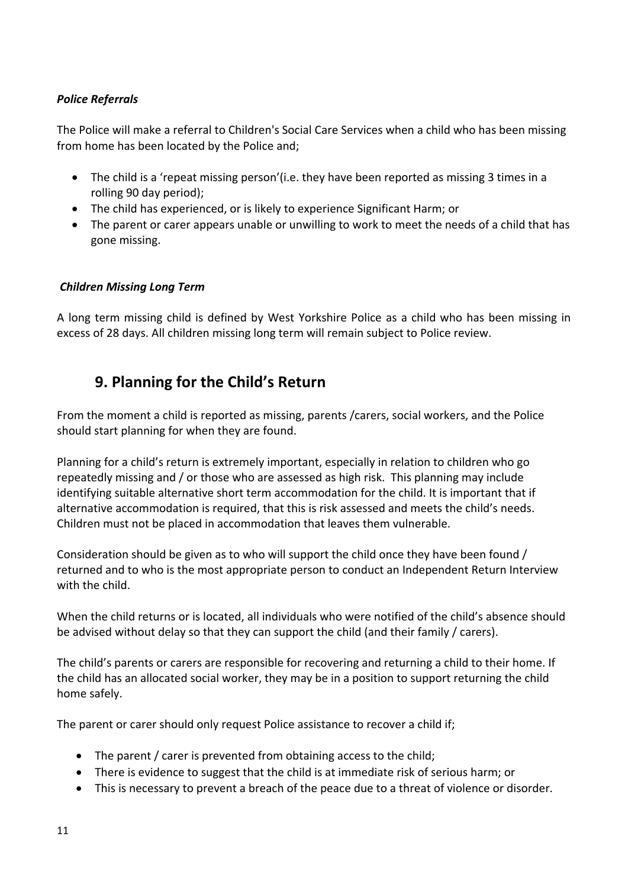### *Police Referrals*

The Police will make a referral to Children's Social Care Services when a child who has been missing from home has been located by the Police and;

- The child is a 'repeat missing person'(i.e. they have been reported as missing 3 times in a rolling 90 day period);
- The child has experienced, or is likely to experience Significant Harm; or
- The parent or carer appears unable or unwilling to work to meet the needs of a child that has gone missing.

### *Children Missing Long Term*

A long term missing child is defined by West Yorkshire Police as a child who has been missing in excess of 28 days. All children missing long term will remain subject to Police review.

## 9. Planning for the Child's Return

From the moment a child is reported as missing, parents /carers, social workers, and the Police should start planning for when they are found.

Planning for a child's return is extremely important, especially in relation to children who go repeatedly missing and / or those who are assessed as high risk. This planning may include identifying suitable alternative short term accommodation for the child. It is important that if alternative accommodation is required, that this is risk assessed and meets the child's needs. Children must not be placed in accommodation that leaves them vulnerable.

Consideration should be given as to who will support the child once they have been found / returned and to who is the most appropriate person to conduct an Independent Return Interview with the child.

When the child returns or is located, all individuals who were notified of the child's absence should be advised without delay so that they can support the child (and their family / carers).

The child's parents or carers are responsible for recovering and returning a child to their home. If the child has an allocated social worker, they may be in a position to support returning the child home safely.

The parent or carer should only request Police assistance to recover a child if;

- The parent / carer is prevented from obtaining access to the child;
- There is evidence to suggest that the child is at immediate risk of serious harm; or
- This is necessary to prevent a breach of the peace due to a threat of violence or disorder.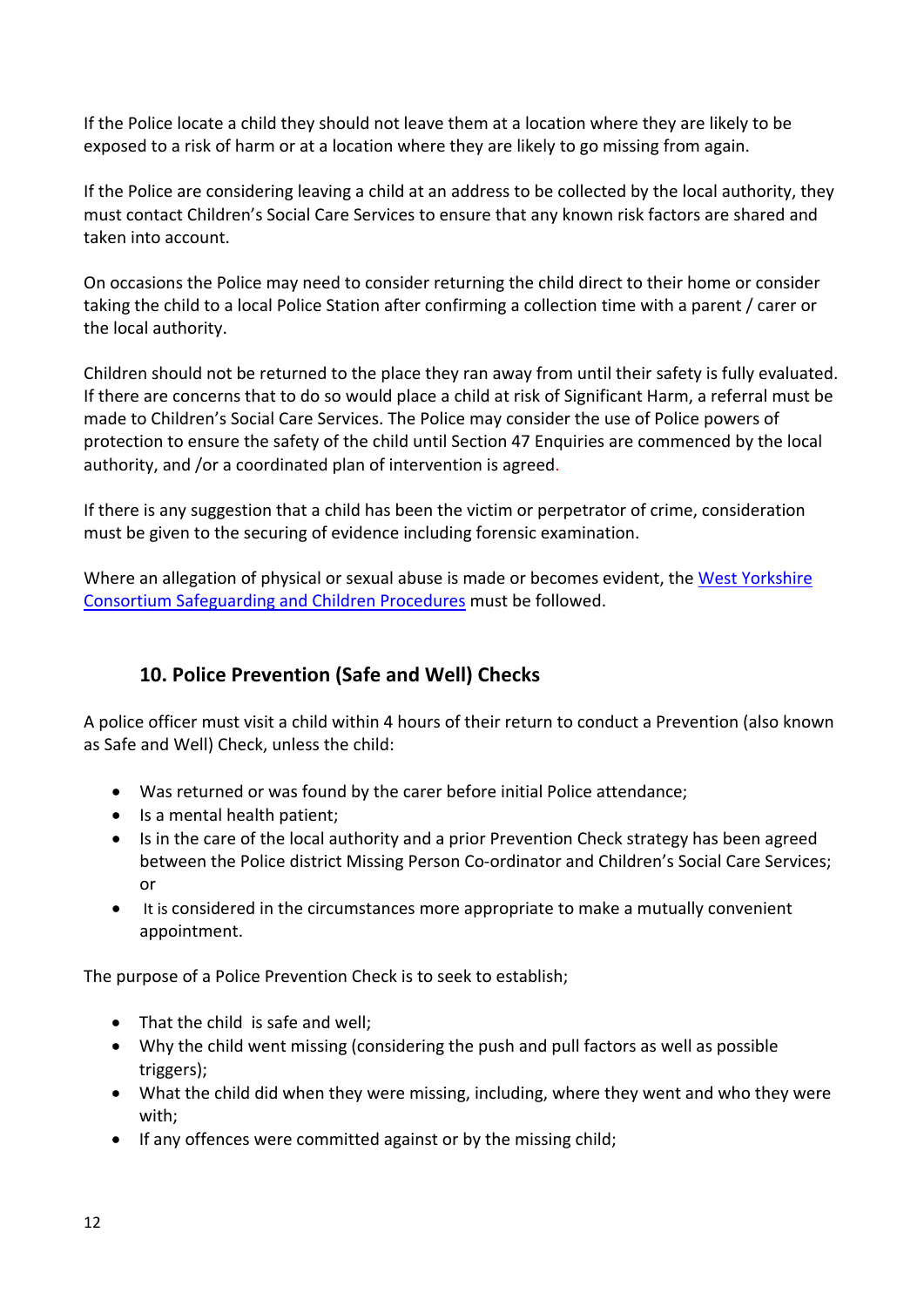If the Police locate a child they should not leave them at a location where they are likely to be exposed to a risk of harm or at a location where they are likely to go missing from again.

If the Police are considering leaving a child at an address to be collected by the local authority, they must contact Children's Social Care Services to ensure that any known risk factors are shared and taken into account.

On occasions the Police may need to consider returning the child direct to their home or consider taking the child to a local Police Station after confirming a collection time with a parent / carer or the local authority.

Children should not be returned to the place they ran away from until their safety is fully evaluated. If there are concerns that to do so would place a child at risk of Significant Harm, a referral must be made to Children's Social Care Services. The Police may consider the use of Police powers of protection to ensure the safety of the child until Section 47 Enquiries are commenced by the local authority, and /or a coordinated plan of intervention is agreed.

If there is any suggestion that a child has been the victim or perpetrator of crime, consideration must be given to the securing of evidence including forensic examination.

Where an allegation of physical or sexual abuse is made or becomes evident, the [West Yorkshire Consortium Safeguarding and Children Procedures]() must be followed.

## 10. Police Prevention (Safe and Well) Checks

A police officer must visit a child within 4 hours of their return to conduct a Prevention (also known as Safe and Well) Check, unless the child:

- Was returned or was found by the carer before initial Police attendance;
- Is a mental health patient;
- Is in the care of the local authority and a prior Prevention Check strategy has been agreed between the Police district Missing Person Co-ordinator and Children's Social Care Services; or
- It is considered in the circumstances more appropriate to make a mutually convenient appointment.

The purpose of a Police Prevention Check is to seek to establish;

- That the child is safe and well;
- Why the child went missing (considering the push and pull factors as well as possible triggers);
- What the child did when they were missing, including, where they went and who they were with;
- If any offences were committed against or by the missing child;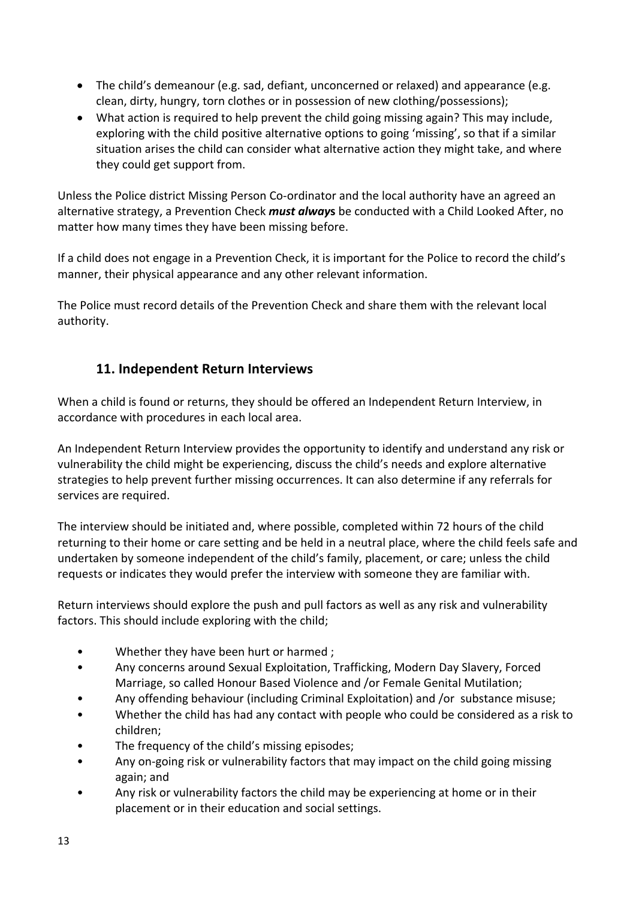- The child's demeanour (e.g. sad, defiant, unconcerned or relaxed) and appearance (e.g. clean, dirty, hungry, torn clothes or in possession of new clothing/possessions);
- What action is required to help prevent the child going missing again? This may include, exploring with the child positive alternative options to going 'missing', so that if a similar situation arises the child can consider what alternative action they might take, and where they could get support from.

Unless the Police district Missing Person Co-ordinator and the local authority have an agreed an alternative strategy, a Prevention Check ***must alway*****s** be conducted with a Child Looked After, no matter how many times they have been missing before.

If a child does not engage in a Prevention Check, it is important for the Police to record the child's manner, their physical appearance and any other relevant information.

The Police must record details of the Prevention Check and share them with the relevant local authority.

## 11. Independent Return Interviews

When a child is found or returns, they should be offered an Independent Return Interview, in accordance with procedures in each local area.

An Independent Return Interview provides the opportunity to identify and understand any risk or vulnerability the child might be experiencing, discuss the child's needs and explore alternative strategies to help prevent further missing occurrences. It can also determine if any referrals for services are required.

The interview should be initiated and, where possible, completed within 72 hours of the child returning to their home or care setting and be held in a neutral place, where the child feels safe and undertaken by someone independent of the child's family, placement, or care; unless the child requests or indicates they would prefer the interview with someone they are familiar with.

Return interviews should explore the push and pull factors as well as any risk and vulnerability factors. This should include exploring with the child;

- Whether they have been hurt or harmed ;
- Any concerns around Sexual Exploitation, Trafficking, Modern Day Slavery, Forced Marriage, so called Honour Based Violence and /or Female Genital Mutilation;
- Any offending behaviour (including Criminal Exploitation) and /or substance misuse;
- Whether the child has had any contact with people who could be considered as a risk to children;
- The frequency of the child's missing episodes;
- Any on-going risk or vulnerability factors that may impact on the child going missing again; and
- Any risk or vulnerability factors the child may be experiencing at home or in their placement or in their education and social settings.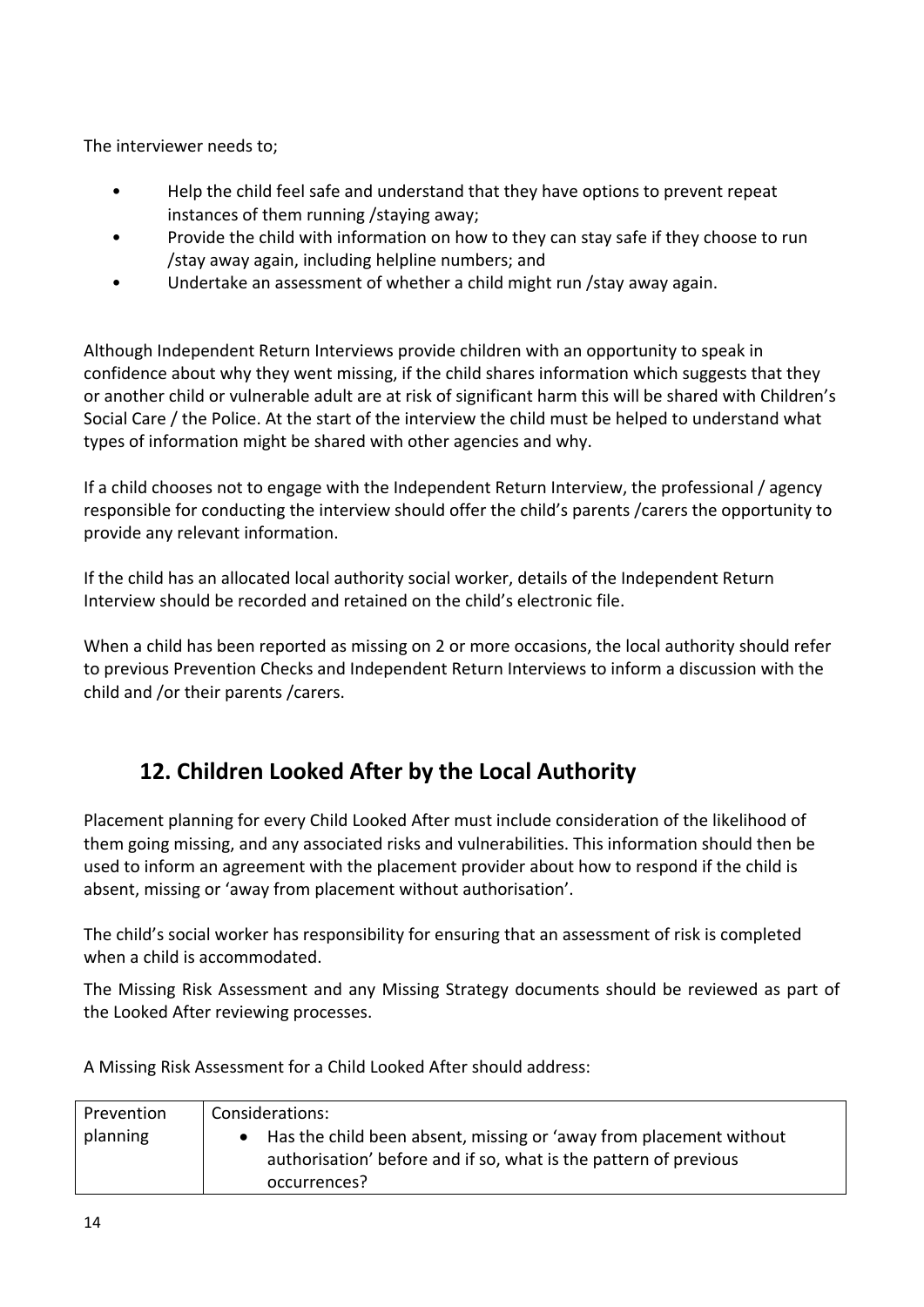The interviewer needs to;

- Help the child feel safe and understand that they have options to prevent repeat instances of them running /staying away;
- Provide the child with information on how to they can stay safe if they choose to run /stay away again, including helpline numbers; and
- Undertake an assessment of whether a child might run /stay away again.

Although Independent Return Interviews provide children with an opportunity to speak in confidence about why they went missing, if the child shares information which suggests that they or another child or vulnerable adult are at risk of significant harm this will be shared with Children's Social Care / the Police. At the start of the interview the child must be helped to understand what types of information might be shared with other agencies and why.

If a child chooses not to engage with the Independent Return Interview, the professional / agency responsible for conducting the interview should offer the child's parents /carers the opportunity to provide any relevant information.

If the child has an allocated local authority social worker, details of the Independent Return Interview should be recorded and retained on the child's electronic file.

When a child has been reported as missing on 2 or more occasions, the local authority should refer to previous Prevention Checks and Independent Return Interviews to inform a discussion with the child and /or their parents /carers.

## 12. Children Looked After by the Local Authority

Placement planning for every Child Looked After must include consideration of the likelihood of them going missing, and any associated risks and vulnerabilities. This information should then be used to inform an agreement with the placement provider about how to respond if the child is absent, missing or 'away from placement without authorisation'.

The child's social worker has responsibility for ensuring that an assessment of risk is completed when a child is accommodated.

The Missing Risk Assessment and any Missing Strategy documents should be reviewed as part of the Looked After reviewing processes.

A Missing Risk Assessment for a Child Looked After should address:

| | |
|---|---|
| Prevention planning | Considerations:<br>• Has the child been absent, missing or 'away from placement without authorisation' before and if so, what is the pattern of previous occurrences? |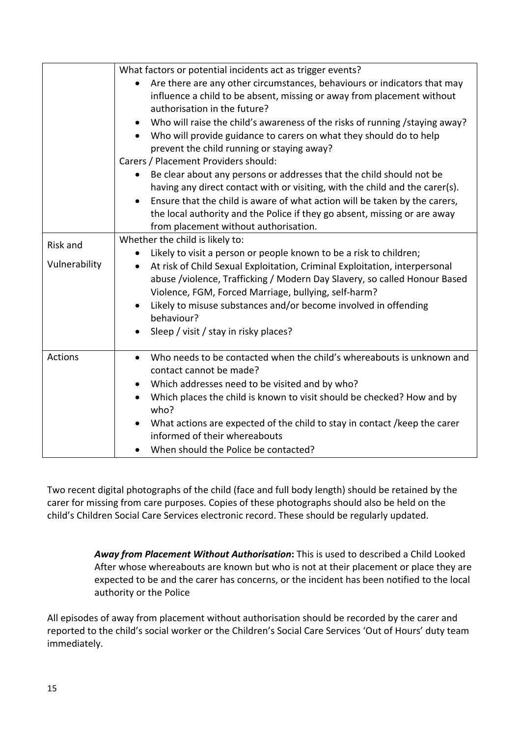| | |
|---|---|
| | What factors or potential incidents act as trigger events?<br>• Are there are any other circumstances, behaviours or indicators that may influence a child to be absent, missing or away from placement without authorisation in the future?<br>• Who will raise the child's awareness of the risks of running /staying away?<br>• Who will provide guidance to carers on what they should do to help prevent the child running or staying away?<br>Carers / Placement Providers should:<br>• Be clear about any persons or addresses that the child should not be having any direct contact with or visiting, with the child and the carer(s).<br>• Ensure that the child is aware of what action will be taken by the carers, the local authority and the Police if they go absent, missing or are away from placement without authorisation. |
| Risk and Vulnerability | Whether the child is likely to:<br>• Likely to visit a person or people known to be a risk to children;<br>• At risk of Child Sexual Exploitation, Criminal Exploitation, interpersonal abuse /violence, Trafficking / Modern Day Slavery, so called Honour Based Violence, FGM, Forced Marriage, bullying, self-harm?<br>• Likely to misuse substances and/or become involved in offending behaviour?<br>• Sleep / visit / stay in risky places? |
| Actions | • Who needs to be contacted when the child's whereabouts is unknown and contact cannot be made?<br>• Which addresses need to be visited and by who?<br>• Which places the child is known to visit should be checked? How and by who?<br>• What actions are expected of the child to stay in contact /keep the carer informed of their whereabouts<br>• When should the Police be contacted? |

Two recent digital photographs of the child (face and full body length) should be retained by the carer for missing from care purposes. Copies of these photographs should also be held on the child's Children Social Care Services electronic record. These should be regularly updated.

> ***Away from Placement Without Authorisation*:** This is used to described a Child Looked After whose whereabouts are known but who is not at their placement or place they are expected to be and the carer has concerns, or the incident has been notified to the local authority or the Police

All episodes of away from placement without authorisation should be recorded by the carer and reported to the child's social worker or the Children's Social Care Services 'Out of Hours' duty team immediately.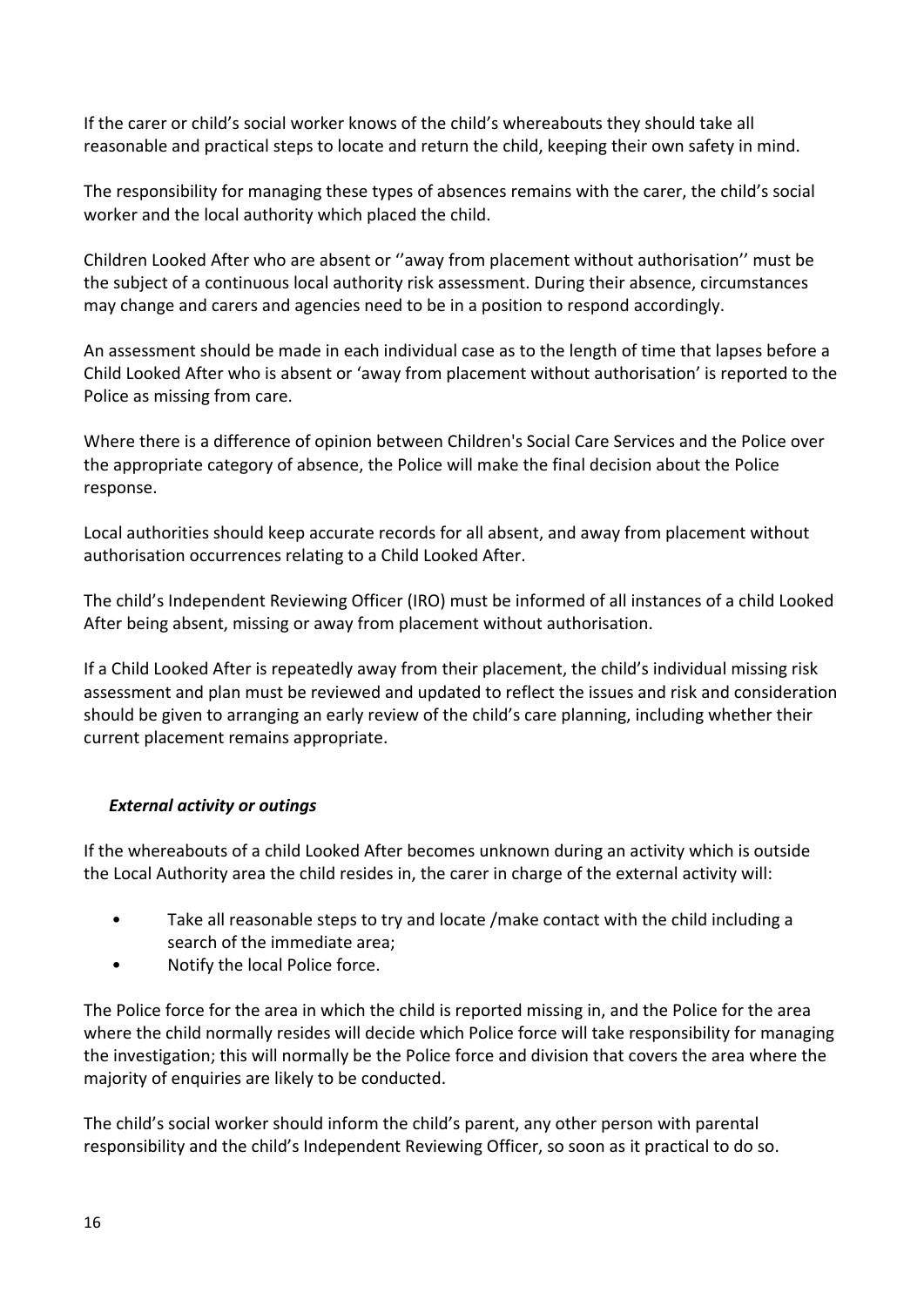If the carer or child's social worker knows of the child's whereabouts they should take all reasonable and practical steps to locate and return the child, keeping their own safety in mind.

The responsibility for managing these types of absences remains with the carer, the child's social worker and the local authority which placed the child.

Children Looked After who are absent or ''away from placement without authorisation'' must be the subject of a continuous local authority risk assessment. During their absence, circumstances may change and carers and agencies need to be in a position to respond accordingly.

An assessment should be made in each individual case as to the length of time that lapses before a Child Looked After who is absent or 'away from placement without authorisation' is reported to the Police as missing from care.

Where there is a difference of opinion between Children's Social Care Services and the Police over the appropriate category of absence, the Police will make the final decision about the Police response.

Local authorities should keep accurate records for all absent, and away from placement without authorisation occurrences relating to a Child Looked After.

The child's Independent Reviewing Officer (IRO) must be informed of all instances of a child Looked After being absent, missing or away from placement without authorisation.

If a Child Looked After is repeatedly away from their placement, the child's individual missing risk assessment and plan must be reviewed and updated to reflect the issues and risk and consideration should be given to arranging an early review of the child's care planning, including whether their current placement remains appropriate.

***External activity or outings***

If the whereabouts of a child Looked After becomes unknown during an activity which is outside the Local Authority area the child resides in, the carer in charge of the external activity will:

- Take all reasonable steps to try and locate /make contact with the child including a search of the immediate area;
- Notify the local Police force.

The Police force for the area in which the child is reported missing in, and the Police for the area where the child normally resides will decide which Police force will take responsibility for managing the investigation; this will normally be the Police force and division that covers the area where the majority of enquiries are likely to be conducted.

The child's social worker should inform the child's parent, any other person with parental responsibility and the child's Independent Reviewing Officer, so soon as it practical to do so.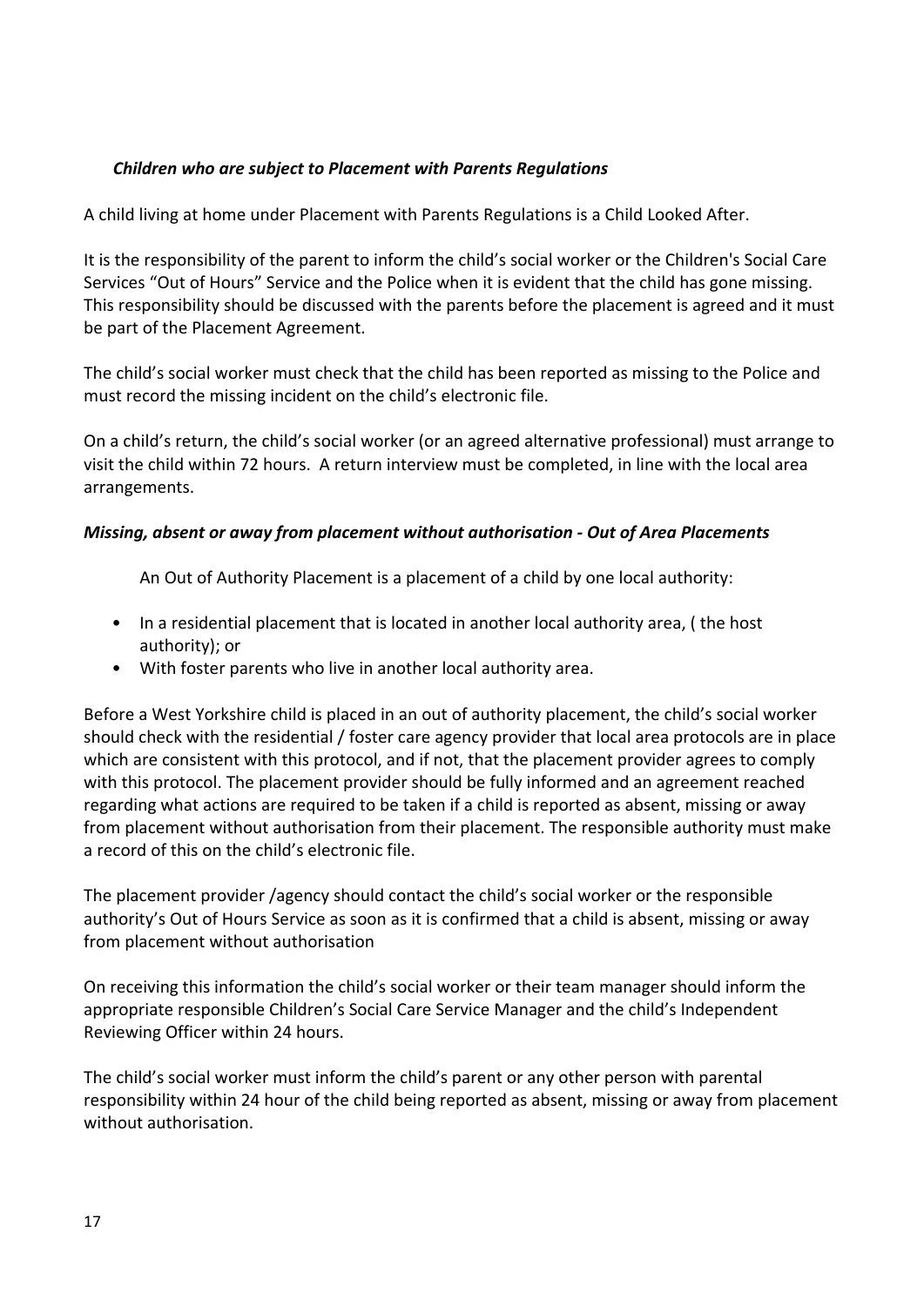### *Children who are subject to Placement with Parents Regulations*

A child living at home under Placement with Parents Regulations is a Child Looked After.

It is the responsibility of the parent to inform the child's social worker or the Children's Social Care Services "Out of Hours" Service and the Police when it is evident that the child has gone missing. This responsibility should be discussed with the parents before the placement is agreed and it must be part of the Placement Agreement.

The child's social worker must check that the child has been reported as missing to the Police and must record the missing incident on the child's electronic file.

On a child's return, the child's social worker (or an agreed alternative professional) must arrange to visit the child within 72 hours. A return interview must be completed, in line with the local area arrangements.

### *Missing, absent or away from placement without authorisation - Out of Area Placements*

An Out of Authority Placement is a placement of a child by one local authority:

- In a residential placement that is located in another local authority area, ( the host authority); or
- With foster parents who live in another local authority area.

Before a West Yorkshire child is placed in an out of authority placement, the child's social worker should check with the residential / foster care agency provider that local area protocols are in place which are consistent with this protocol, and if not, that the placement provider agrees to comply with this protocol. The placement provider should be fully informed and an agreement reached regarding what actions are required to be taken if a child is reported as absent, missing or away from placement without authorisation from their placement. The responsible authority must make a record of this on the child's electronic file.

The placement provider /agency should contact the child's social worker or the responsible authority's Out of Hours Service as soon as it is confirmed that a child is absent, missing or away from placement without authorisation

On receiving this information the child's social worker or their team manager should inform the appropriate responsible Children's Social Care Service Manager and the child's Independent Reviewing Officer within 24 hours.

The child's social worker must inform the child's parent or any other person with parental responsibility within 24 hour of the child being reported as absent, missing or away from placement without authorisation.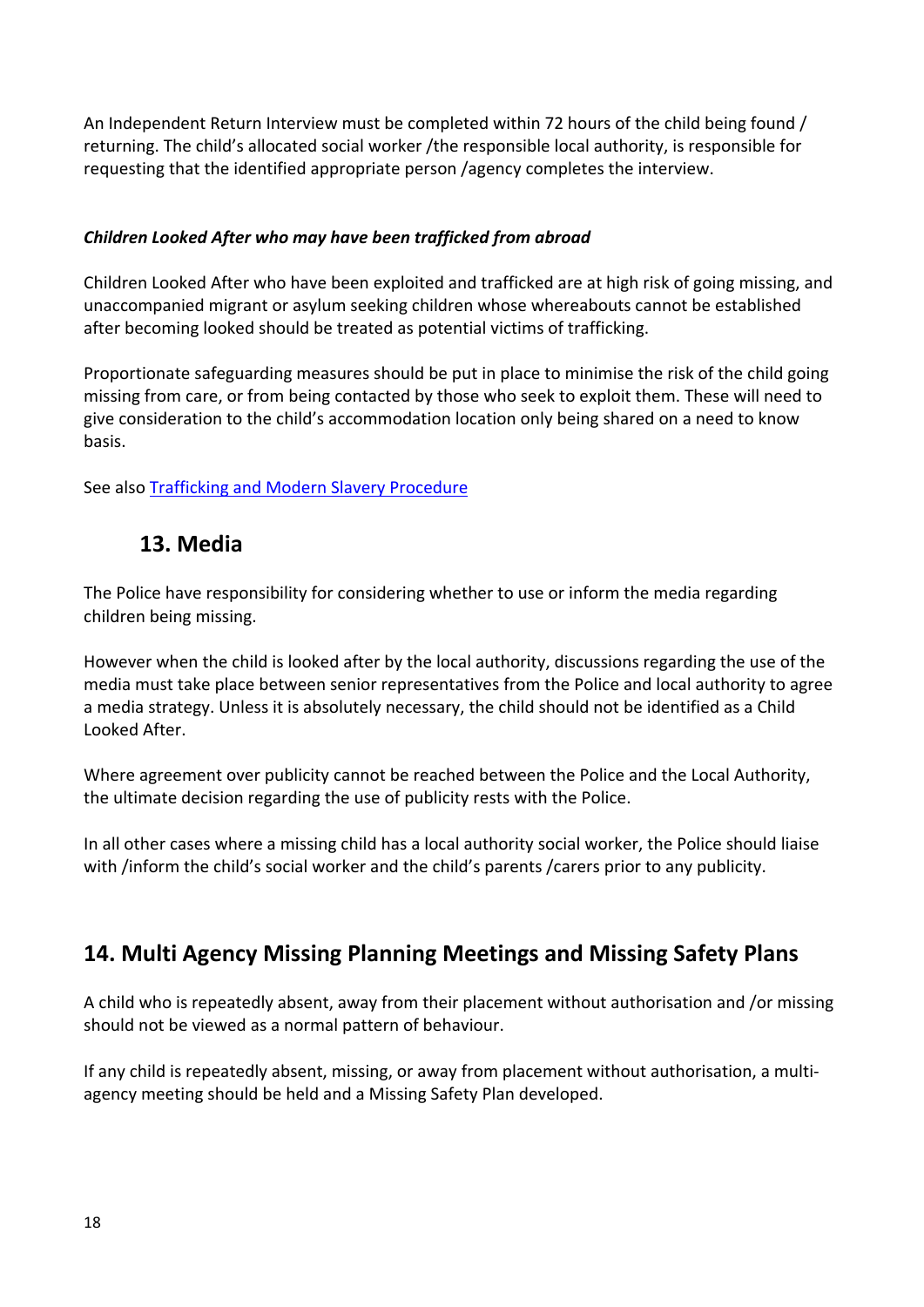An Independent Return Interview must be completed within 72 hours of the child being found / returning. The child's allocated social worker /the responsible local authority, is responsible for requesting that the identified appropriate person /agency completes the interview.

***Children Looked After who may have been trafficked from abroad***

Children Looked After who have been exploited and trafficked are at high risk of going missing, and unaccompanied migrant or asylum seeking children whose whereabouts cannot be established after becoming looked should be treated as potential victims of trafficking.

Proportionate safeguarding measures should be put in place to minimise the risk of the child going missing from care, or from being contacted by those who seek to exploit them. These will need to give consideration to the child's accommodation location only being shared on a need to know basis.

See also Trafficking and Modern Slavery Procedure

## 13. Media

The Police have responsibility for considering whether to use or inform the media regarding children being missing.

However when the child is looked after by the local authority, discussions regarding the use of the media must take place between senior representatives from the Police and local authority to agree a media strategy. Unless it is absolutely necessary, the child should not be identified as a Child Looked After.

Where agreement over publicity cannot be reached between the Police and the Local Authority, the ultimate decision regarding the use of publicity rests with the Police.

In all other cases where a missing child has a local authority social worker, the Police should liaise with /inform the child's social worker and the child's parents /carers prior to any publicity.

## 14. Multi Agency Missing Planning Meetings and Missing Safety Plans

A child who is repeatedly absent, away from their placement without authorisation and /or missing should not be viewed as a normal pattern of behaviour.

If any child is repeatedly absent, missing, or away from placement without authorisation, a multi-agency meeting should be held and a Missing Safety Plan developed.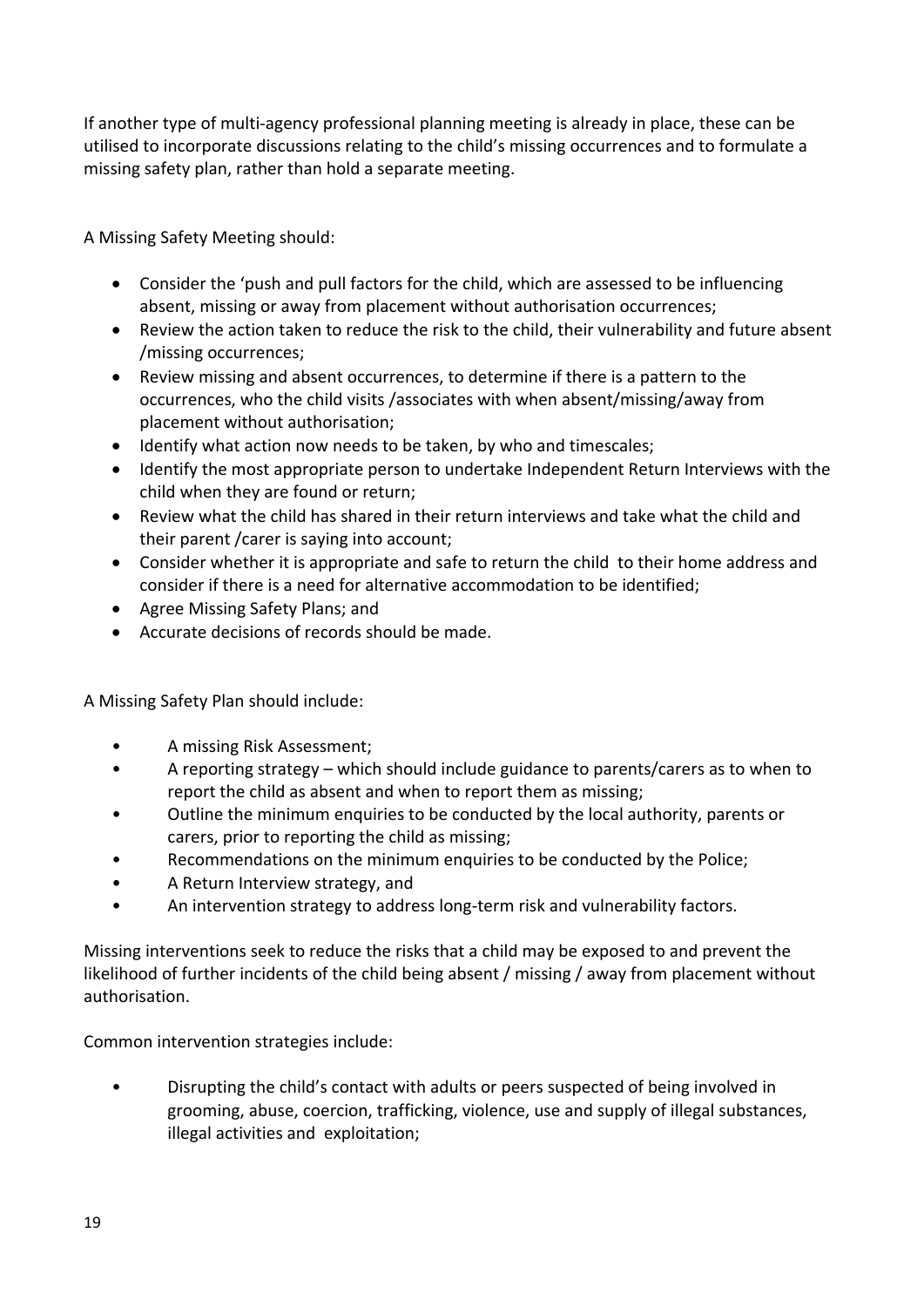If another type of multi-agency professional planning meeting is already in place, these can be utilised to incorporate discussions relating to the child's missing occurrences and to formulate a missing safety plan, rather than hold a separate meeting.

A Missing Safety Meeting should:

- Consider the 'push and pull factors for the child, which are assessed to be influencing absent, missing or away from placement without authorisation occurrences;
- Review the action taken to reduce the risk to the child, their vulnerability and future absent /missing occurrences;
- Review missing and absent occurrences, to determine if there is a pattern to the occurrences, who the child visits /associates with when absent/missing/away from placement without authorisation;
- Identify what action now needs to be taken, by who and timescales;
- Identify the most appropriate person to undertake Independent Return Interviews with the child when they are found or return;
- Review what the child has shared in their return interviews and take what the child and their parent /carer is saying into account;
- Consider whether it is appropriate and safe to return the child to their home address and consider if there is a need for alternative accommodation to be identified;
- Agree Missing Safety Plans; and
- Accurate decisions of records should be made.

A Missing Safety Plan should include:

- A missing Risk Assessment;
- A reporting strategy – which should include guidance to parents/carers as to when to report the child as absent and when to report them as missing;
- Outline the minimum enquiries to be conducted by the local authority, parents or carers, prior to reporting the child as missing;
- Recommendations on the minimum enquiries to be conducted by the Police;
- A Return Interview strategy, and
- An intervention strategy to address long-term risk and vulnerability factors.

Missing interventions seek to reduce the risks that a child may be exposed to and prevent the likelihood of further incidents of the child being absent / missing / away from placement without authorisation.

Common intervention strategies include:

- Disrupting the child's contact with adults or peers suspected of being involved in grooming, abuse, coercion, trafficking, violence, use and supply of illegal substances, illegal activities and exploitation;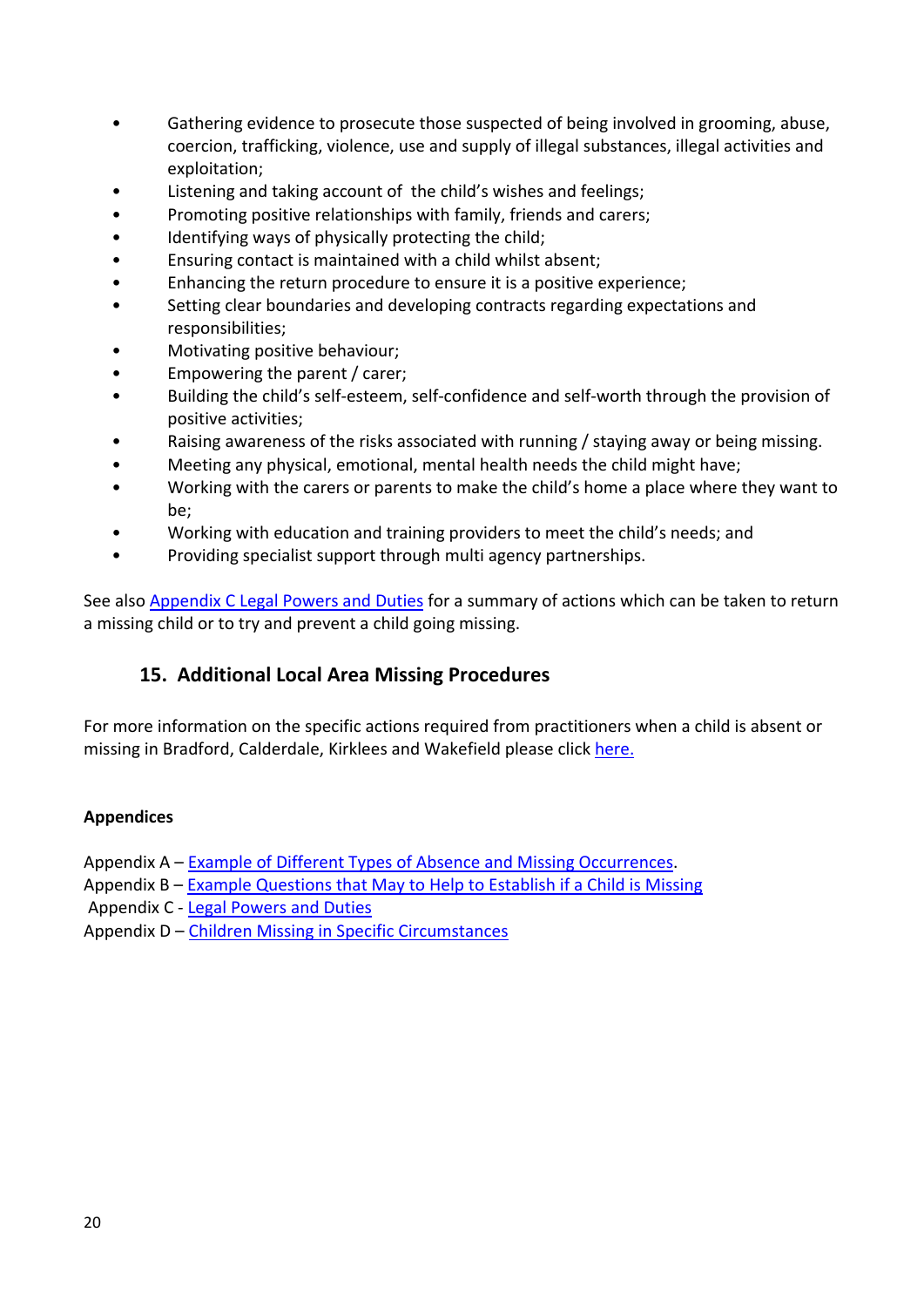- Gathering evidence to prosecute those suspected of being involved in grooming, abuse, coercion, trafficking, violence, use and supply of illegal substances, illegal activities and exploitation;
- Listening and taking account of the child's wishes and feelings;
- Promoting positive relationships with family, friends and carers;
- Identifying ways of physically protecting the child;
- Ensuring contact is maintained with a child whilst absent;
- Enhancing the return procedure to ensure it is a positive experience;
- Setting clear boundaries and developing contracts regarding expectations and responsibilities;
- Motivating positive behaviour;
- Empowering the parent / carer;
- Building the child's self-esteem, self-confidence and self-worth through the provision of positive activities;
- Raising awareness of the risks associated with running / staying away or being missing.
- Meeting any physical, emotional, mental health needs the child might have;
- Working with the carers or parents to make the child's home a place where they want to be;
- Working with education and training providers to meet the child's needs; and
- Providing specialist support through multi agency partnerships.

See also Appendix C Legal Powers and Duties for a summary of actions which can be taken to return a missing child or to try and prevent a child going missing.

## 15. Additional Local Area Missing Procedures

For more information on the specific actions required from practitioners when a child is absent or missing in Bradford, Calderdale, Kirklees and Wakefield please click here.

**Appendices**

Appendix A – Example of Different Types of Absence and Missing Occurrences.
Appendix B – Example Questions that May to Help to Establish if a Child is Missing
Appendix C - Legal Powers and Duties
Appendix D – Children Missing in Specific Circumstances